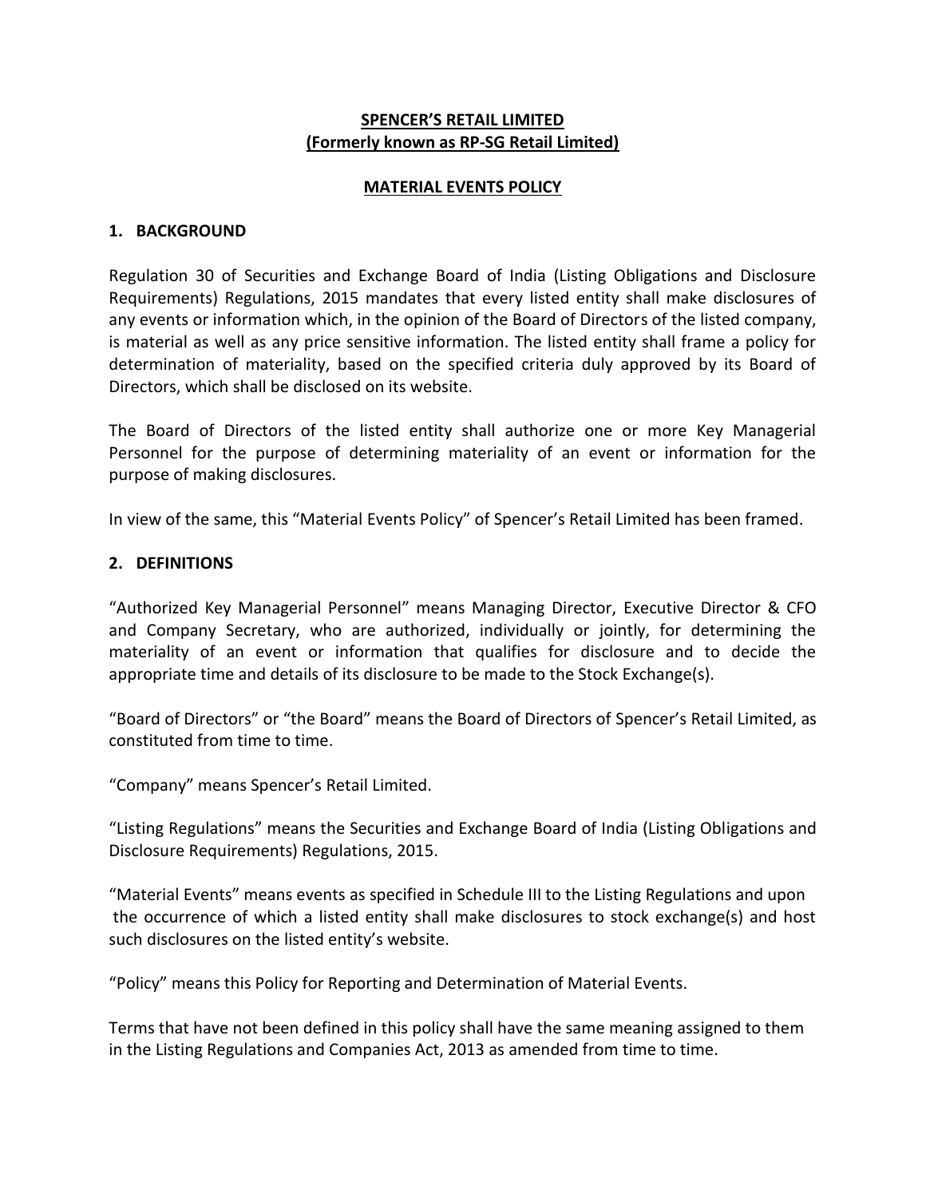# SPENCER'S RETAIL LIMITED
## (Formerly known as RP-SG Retail Limited)

## MATERIAL EVENTS POLICY

### 1. BACKGROUND

Regulation 30 of Securities and Exchange Board of India (Listing Obligations and Disclosure Requirements) Regulations, 2015 mandates that every listed entity shall make disclosures of any events or information which, in the opinion of the Board of Directors of the listed company, is material as well as any price sensitive information. The listed entity shall frame a policy for determination of materiality, based on the specified criteria duly approved by its Board of Directors, which shall be disclosed on its website.

The Board of Directors of the listed entity shall authorize one or more Key Managerial Personnel for the purpose of determining materiality of an event or information for the purpose of making disclosures.

In view of the same, this "Material Events Policy" of Spencer's Retail Limited has been framed.

### 2. DEFINITIONS

"Authorized Key Managerial Personnel" means Managing Director, Executive Director & CFO and Company Secretary, who are authorized, individually or jointly, for determining the materiality of an event or information that qualifies for disclosure and to decide the appropriate time and details of its disclosure to be made to the Stock Exchange(s).

"Board of Directors" or "the Board" means the Board of Directors of Spencer's Retail Limited, as constituted from time to time.

"Company" means Spencer's Retail Limited.

"Listing Regulations" means the Securities and Exchange Board of India (Listing Obligations and Disclosure Requirements) Regulations, 2015.

"Material Events" means events as specified in Schedule III to the Listing Regulations and upon the occurrence of which a listed entity shall make disclosures to stock exchange(s) and host such disclosures on the listed entity's website.

"Policy" means this Policy for Reporting and Determination of Material Events.

Terms that have not been defined in this policy shall have the same meaning assigned to them in the Listing Regulations and Companies Act, 2013 as amended from time to time.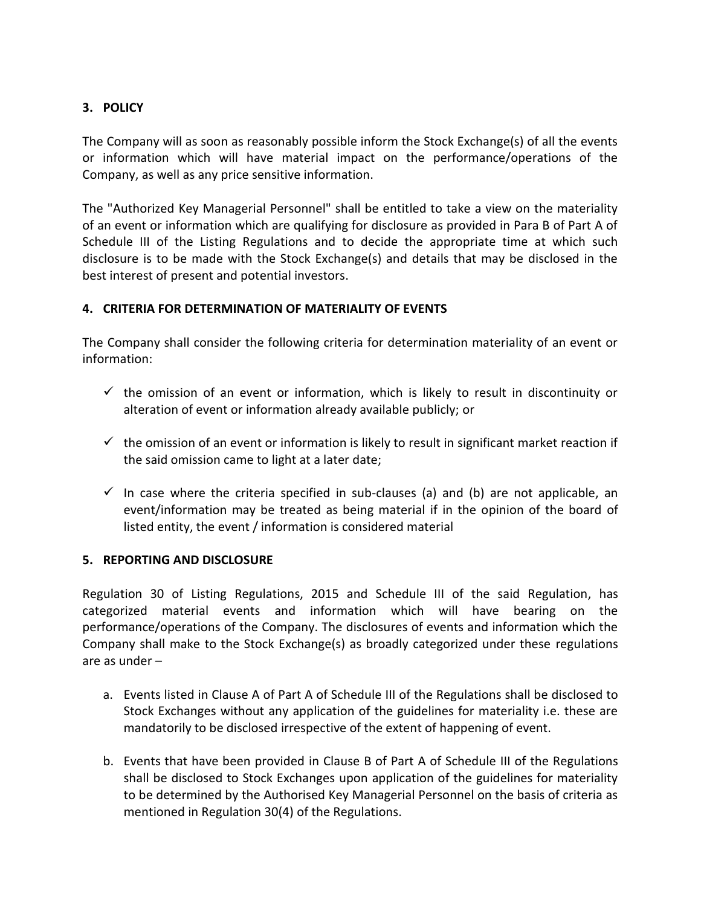## 3. POLICY

The Company will as soon as reasonably possible inform the Stock Exchange(s) of all the events or information which will have material impact on the performance/operations of the Company, as well as any price sensitive information.

The "Authorized Key Managerial Personnel" shall be entitled to take a view on the materiality of an event or information which are qualifying for disclosure as provided in Para B of Part A of Schedule III of the Listing Regulations and to decide the appropriate time at which such disclosure is to be made with the Stock Exchange(s) and details that may be disclosed in the best interest of present and potential investors.

## 4. CRITERIA FOR DETERMINATION OF MATERIALITY OF EVENTS

The Company shall consider the following criteria for determination materiality of an event or information:

- ✓ the omission of an event or information, which is likely to result in discontinuity or alteration of event or information already available publicly; or
- ✓ the omission of an event or information is likely to result in significant market reaction if the said omission came to light at a later date;
- ✓ In case where the criteria specified in sub-clauses (a) and (b) are not applicable, an event/information may be treated as being material if in the opinion of the board of listed entity, the event / information is considered material

## 5. REPORTING AND DISCLOSURE

Regulation 30 of Listing Regulations, 2015 and Schedule III of the said Regulation, has categorized material events and information which will have bearing on the performance/operations of the Company. The disclosures of events and information which the Company shall make to the Stock Exchange(s) as broadly categorized under these regulations are as under –

a. Events listed in Clause A of Part A of Schedule III of the Regulations shall be disclosed to Stock Exchanges without any application of the guidelines for materiality i.e. these are mandatorily to be disclosed irrespective of the extent of happening of event.

b. Events that have been provided in Clause B of Part A of Schedule III of the Regulations shall be disclosed to Stock Exchanges upon application of the guidelines for materiality to be determined by the Authorised Key Managerial Personnel on the basis of criteria as mentioned in Regulation 30(4) of the Regulations.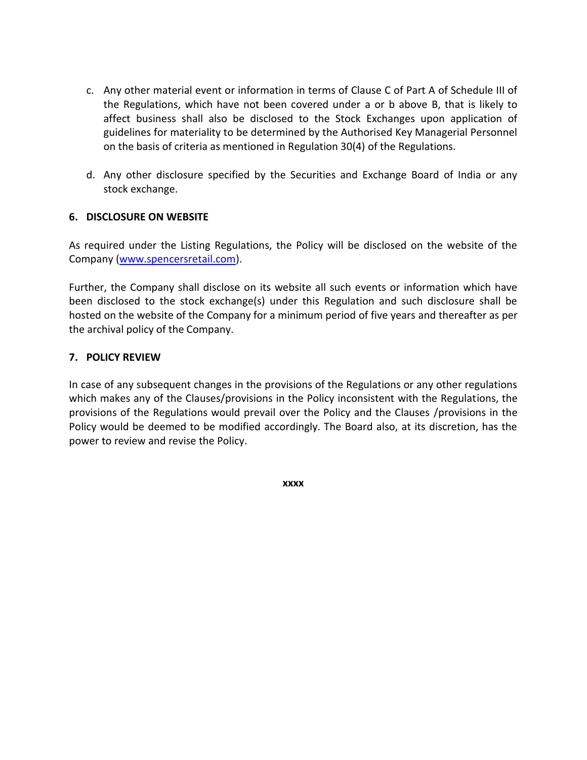c. Any other material event or information in terms of Clause C of Part A of Schedule III of the Regulations, which have not been covered under a or b above B, that is likely to affect business shall also be disclosed to the Stock Exchanges upon application of guidelines for materiality to be determined by the Authorised Key Managerial Personnel on the basis of criteria as mentioned in Regulation 30(4) of the Regulations.

d. Any other disclosure specified by the Securities and Exchange Board of India or any stock exchange.

## 6. DISCLOSURE ON WEBSITE

As required under the Listing Regulations, the Policy will be disclosed on the website of the Company (www.spencersretail.com).

Further, the Company shall disclose on its website all such events or information which have been disclosed to the stock exchange(s) under this Regulation and such disclosure shall be hosted on the website of the Company for a minimum period of five years and thereafter as per the archival policy of the Company.

## 7. POLICY REVIEW

In case of any subsequent changes in the provisions of the Regulations or any other regulations which makes any of the Clauses/provisions in the Policy inconsistent with the Regulations, the provisions of the Regulations would prevail over the Policy and the Clauses /provisions in the Policy would be deemed to be modified accordingly. The Board also, at its discretion, has the power to review and revise the Policy.

**xxxx**